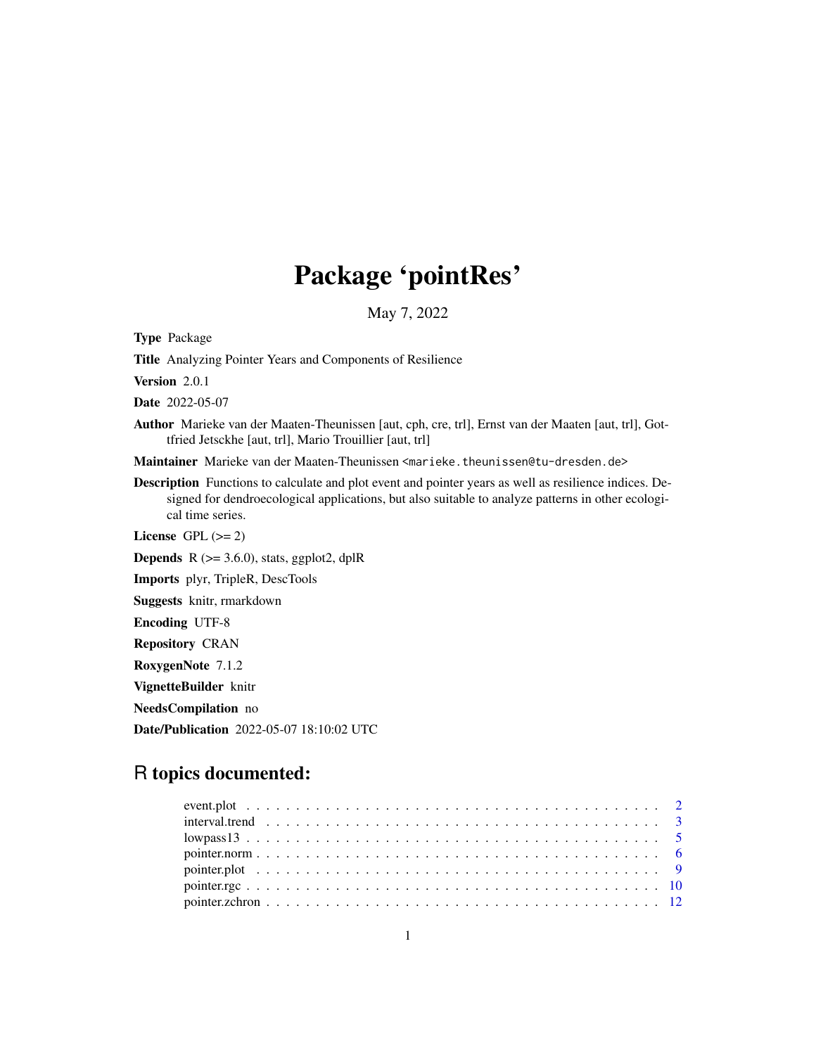# Package 'pointRes'

May 7, 2022

**Type** Package

**Title** Analyzing Pointer Years and Components of Resilience

**Version** 2.0.1

**Date** 2022-05-07

**Author** Marieke van der Maaten-Theunissen [aut, cph, cre, trl], Ernst van der Maaten [aut, trl], Gottfried Jetsckhe [aut, trl], Mario Trouillier [aut, trl]

**Maintainer** Marieke van der Maaten-Theunissen <marieke.theunissen@tu-dresden.de>

**Description** Functions to calculate and plot event and pointer years as well as resilience indices. Designed for dendroecological applications, but also suitable to analyze patterns in other ecological time series.

**License** GPL (>= 2)

**Depends** R (>= 3.6.0), stats, ggplot2, dplR

**Imports** plyr, TripleR, DescTools

**Suggests** knitr, rmarkdown

**Encoding** UTF-8

**Repository** CRAN

**RoxygenNote** 7.1.2

**VignetteBuilder** knitr

**NeedsCompilation** no

**Date/Publication** 2022-05-07 18:10:02 UTC

## R topics documented:

- event.plot . . . . . . . . . . . . . . . . . . . . . . . . . . . . . . . . . . . . . . . . . 2
- interval.trend . . . . . . . . . . . . . . . . . . . . . . . . . . . . . . . . . . . . . . . 3
- lowpass13 . . . . . . . . . . . . . . . . . . . . . . . . . . . . . . . . . . . . . . . . . 5
- pointer.norm . . . . . . . . . . . . . . . . . . . . . . . . . . . . . . . . . . . . . . . 6
- pointer.plot . . . . . . . . . . . . . . . . . . . . . . . . . . . . . . . . . . . . . . . . 9
- pointer.rgc . . . . . . . . . . . . . . . . . . . . . . . . . . . . . . . . . . . . . . . . 10
- pointer.zchron . . . . . . . . . . . . . . . . . . . . . . . . . . . . . . . . . . . . . . 12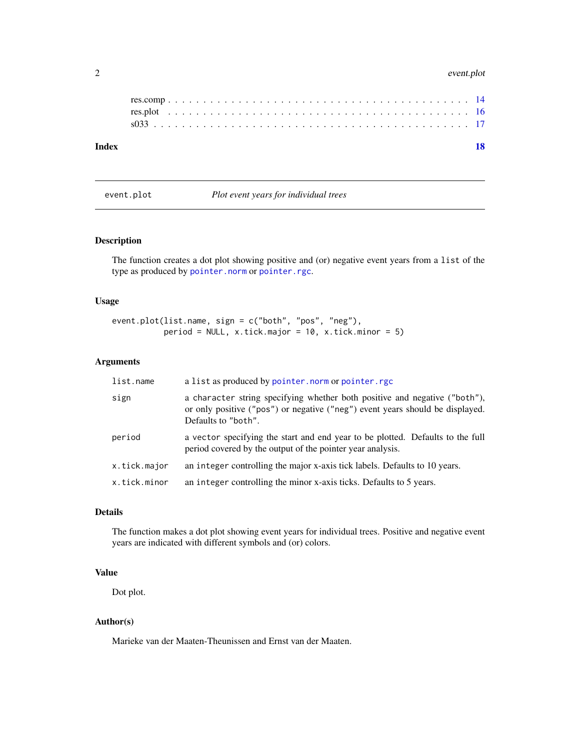res.comp . . . . . . . . . . . . . . . . . . . . . . . . . . . . . . . . . . . . . . . . 14
res.plot . . . . . . . . . . . . . . . . . . . . . . . . . . . . . . . . . . . . . . . . 16
s033 . . . . . . . . . . . . . . . . . . . . . . . . . . . . . . . . . . . . . . . . . . 17

**Index** **18**

---

`event.plot` *Plot event years for individual trees*

---

## Description

The function creates a dot plot showing positive and (or) negative event years from a `list` of the type as produced by `pointer.norm` or `pointer.rgc`.

## Usage

```
event.plot(list.name, sign = c("both", "pos", "neg"),
           period = NULL, x.tick.major = 10, x.tick.minor = 5)
```

## Arguments

| | |
|---|---|
| `list.name` | a `list` as produced by `pointer.norm` or `pointer.rgc` |
| `sign` | a `character` string specifying whether both positive and negative (`"both"`), or only positive (`"pos"`) or negative (`"neg"`) event years should be displayed. Defaults to `"both"`. |
| `period` | a `vector` specifying the start and end year to be plotted. Defaults to the full period covered by the output of the pointer year analysis. |
| `x.tick.major` | an `integer` controlling the major x-axis tick labels. Defaults to 10 years. |
| `x.tick.minor` | an `integer` controlling the minor x-axis ticks. Defaults to 5 years. |

## Details

The function makes a dot plot showing event years for individual trees. Positive and negative event years are indicated with different symbols and (or) colors.

## Value

Dot plot.

## Author(s)

Marieke van der Maaten-Theunissen and Ernst van der Maaten.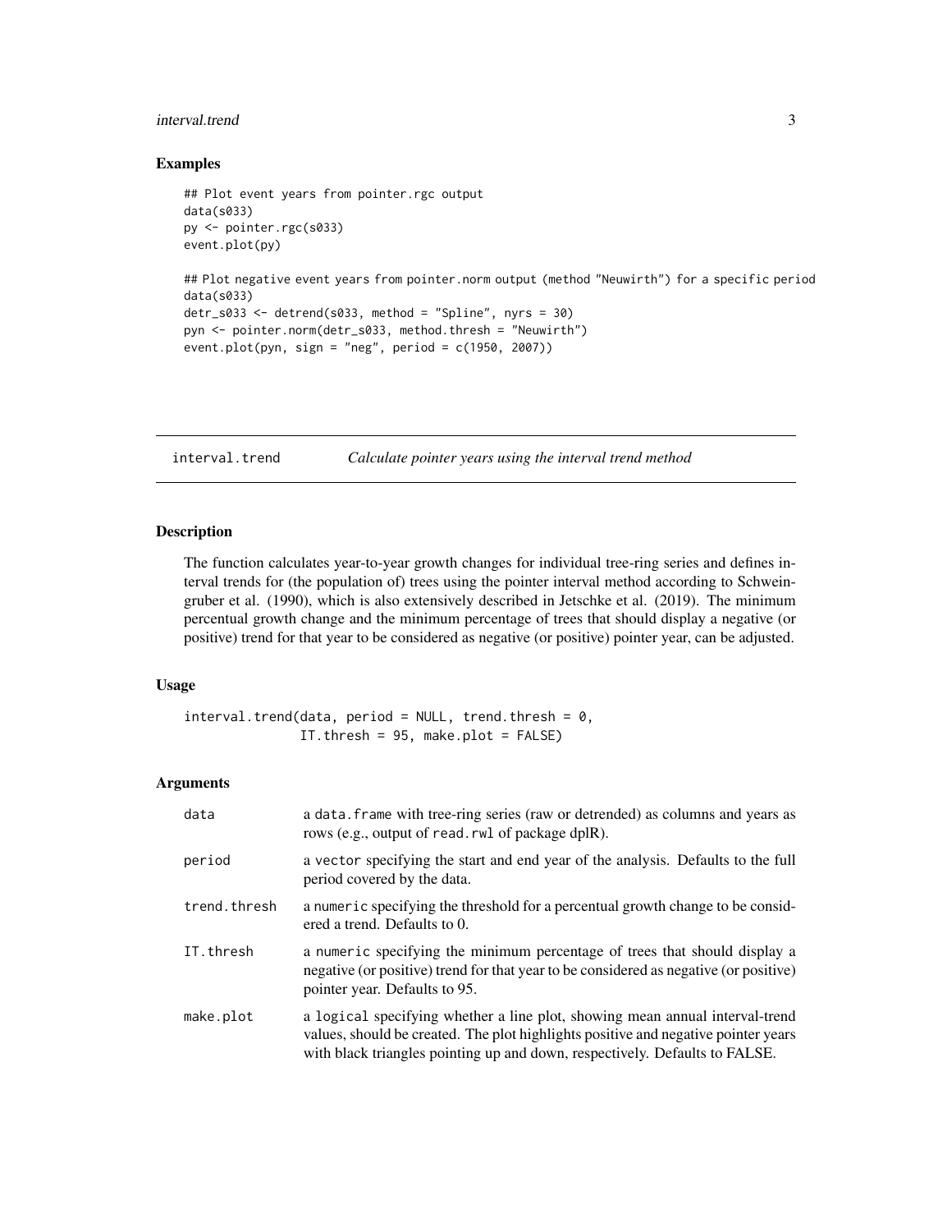## Examples

```
## Plot event years from pointer.rgc output
data(s033)
py <- pointer.rgc(s033)
event.plot(py)

## Plot negative event years from pointer.norm output (method "Neuwirth") for a specific period
data(s033)
detr_s033 <- detrend(s033, method = "Spline", nyrs = 30)
pyn <- pointer.norm(detr_s033, method.thresh = "Neuwirth")
event.plot(pyn, sign = "neg", period = c(1950, 2007))
```

---

# interval.trend — *Calculate pointer years using the interval trend method*

---

## Description

The function calculates year-to-year growth changes for individual tree-ring series and defines interval trends for (the population of) trees using the pointer interval method according to Schweingruber et al. (1990), which is also extensively described in Jetschke et al. (2019). The minimum percentual growth change and the minimum percentage of trees that should display a negative (or positive) trend for that year to be considered as negative (or positive) pointer year, can be adjusted.

## Usage

```
interval.trend(data, period = NULL, trend.thresh = 0,
               IT.thresh = 95, make.plot = FALSE)
```

## Arguments

| | |
|---|---|
| `data` | a `data.frame` with tree-ring series (raw or detrended) as columns and years as rows (e.g., output of `read.rwl` of package dplR). |
| `period` | a `vector` specifying the start and end year of the analysis. Defaults to the full period covered by the data. |
| `trend.thresh` | a `numeric` specifying the threshold for a percentual growth change to be considered a trend. Defaults to 0. |
| `IT.thresh` | a `numeric` specifying the minimum percentage of trees that should display a negative (or positive) trend for that year to be considered as negative (or positive) pointer year. Defaults to 95. |
| `make.plot` | a `logical` specifying whether a line plot, showing mean annual interval-trend values, should be created. The plot highlights positive and negative pointer years with black triangles pointing up and down, respectively. Defaults to FALSE. |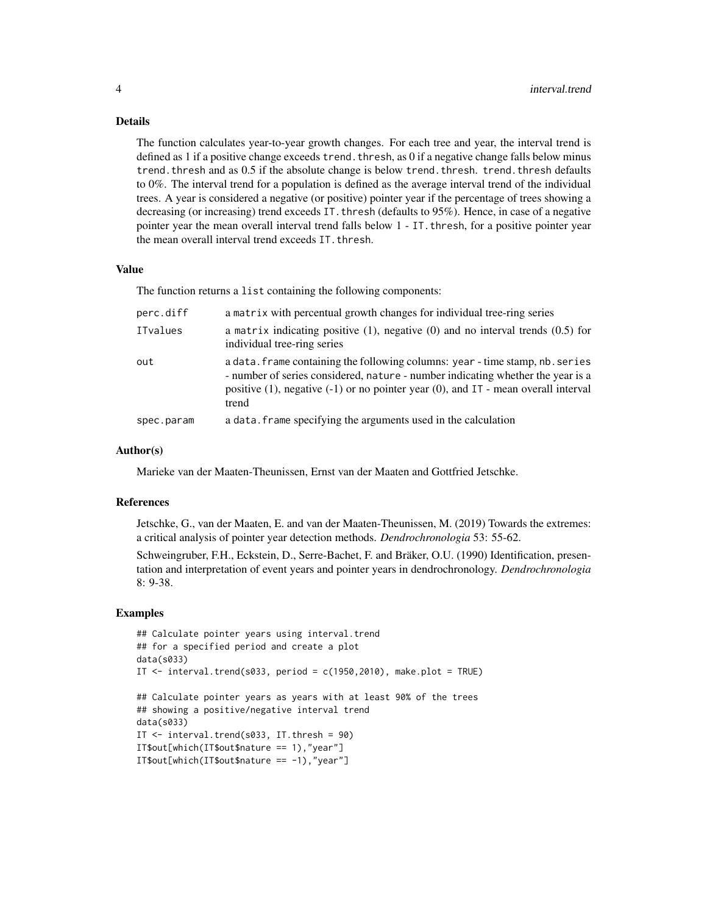### Details

The function calculates year-to-year growth changes. For each tree and year, the interval trend is defined as 1 if a positive change exceeds `trend.thresh`, as 0 if a negative change falls below minus `trend.thresh` and as 0.5 if the absolute change is below `trend.thresh`. `trend.thresh` defaults to 0%. The interval trend for a population is defined as the average interval trend of the individual trees. A year is considered a negative (or positive) pointer year if the percentage of trees showing a decreasing (or increasing) trend exceeds `IT.thresh` (defaults to 95%). Hence, in case of a negative pointer year the mean overall interval trend falls below 1 - `IT.thresh`, for a positive pointer year the mean overall interval trend exceeds `IT.thresh`.

### Value

The function returns a `list` containing the following components:

| | |
|---|---|
| `perc.diff` | a `matrix` with percentual growth changes for individual tree-ring series |
| `ITvalues` | a `matrix` indicating positive (1), negative (0) and no interval trends (0.5) for individual tree-ring series |
| `out` | a `data.frame` containing the following columns: `year` - time stamp, `nb.series` - number of series considered, `nature` - number indicating whether the year is a positive (1), negative (-1) or no pointer year (0), and `IT` - mean overall interval trend |
| `spec.param` | a `data.frame` specifying the arguments used in the calculation |

### Author(s)

Marieke van der Maaten-Theunissen, Ernst van der Maaten and Gottfried Jetschke.

### References

Jetschke, G., van der Maaten, E. and van der Maaten-Theunissen, M. (2019) Towards the extremes: a critical analysis of pointer year detection methods. *Dendrochronologia* 53: 55-62.

Schweingruber, F.H., Eckstein, D., Serre-Bachet, F. and Bräker, O.U. (1990) Identification, presentation and interpretation of event years and pointer years in dendrochronology. *Dendrochronologia* 8: 9-38.

### Examples

```
## Calculate pointer years using interval.trend
## for a specified period and create a plot
data(s033)
IT <- interval.trend(s033, period = c(1950,2010), make.plot = TRUE)

## Calculate pointer years as years with at least 90% of the trees
## showing a positive/negative interval trend
data(s033)
IT <- interval.trend(s033, IT.thresh = 90)
IT$out[which(IT$out$nature == 1),"year"]
IT$out[which(IT$out$nature == -1),"year"]
```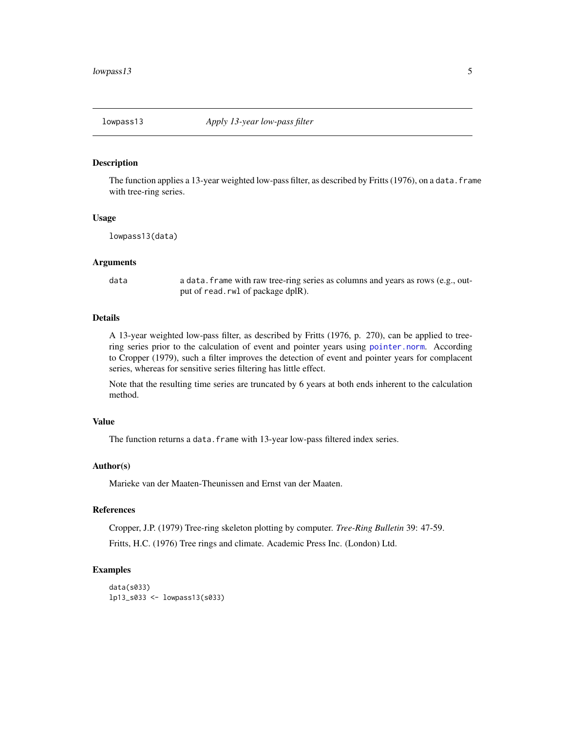## lowpass13 — *Apply 13-year low-pass filter*

### Description

The function applies a 13-year weighted low-pass filter, as described by Fritts (1976), on a `data.frame` with tree-ring series.

### Usage

```
lowpass13(data)
```

### Arguments

| | |
|---|---|
| `data` | a `data.frame` with raw tree-ring series as columns and years as rows (e.g., output of `read.rwl` of package dplR). |

### Details

A 13-year weighted low-pass filter, as described by Fritts (1976, p. 270), can be applied to tree-ring series prior to the calculation of event and pointer years using `pointer.norm`. According to Cropper (1979), such a filter improves the detection of event and pointer years for complacent series, whereas for sensitive series filtering has little effect.

Note that the resulting time series are truncated by 6 years at both ends inherent to the calculation method.

### Value

The function returns a `data.frame` with 13-year low-pass filtered index series.

### Author(s)

Marieke van der Maaten-Theunissen and Ernst van der Maaten.

### References

Cropper, J.P. (1979) Tree-ring skeleton plotting by computer. *Tree-Ring Bulletin* 39: 47-59.

Fritts, H.C. (1976) Tree rings and climate. Academic Press Inc. (London) Ltd.

### Examples

```
data(s033)
lp13_s033 <- lowpass13(s033)
```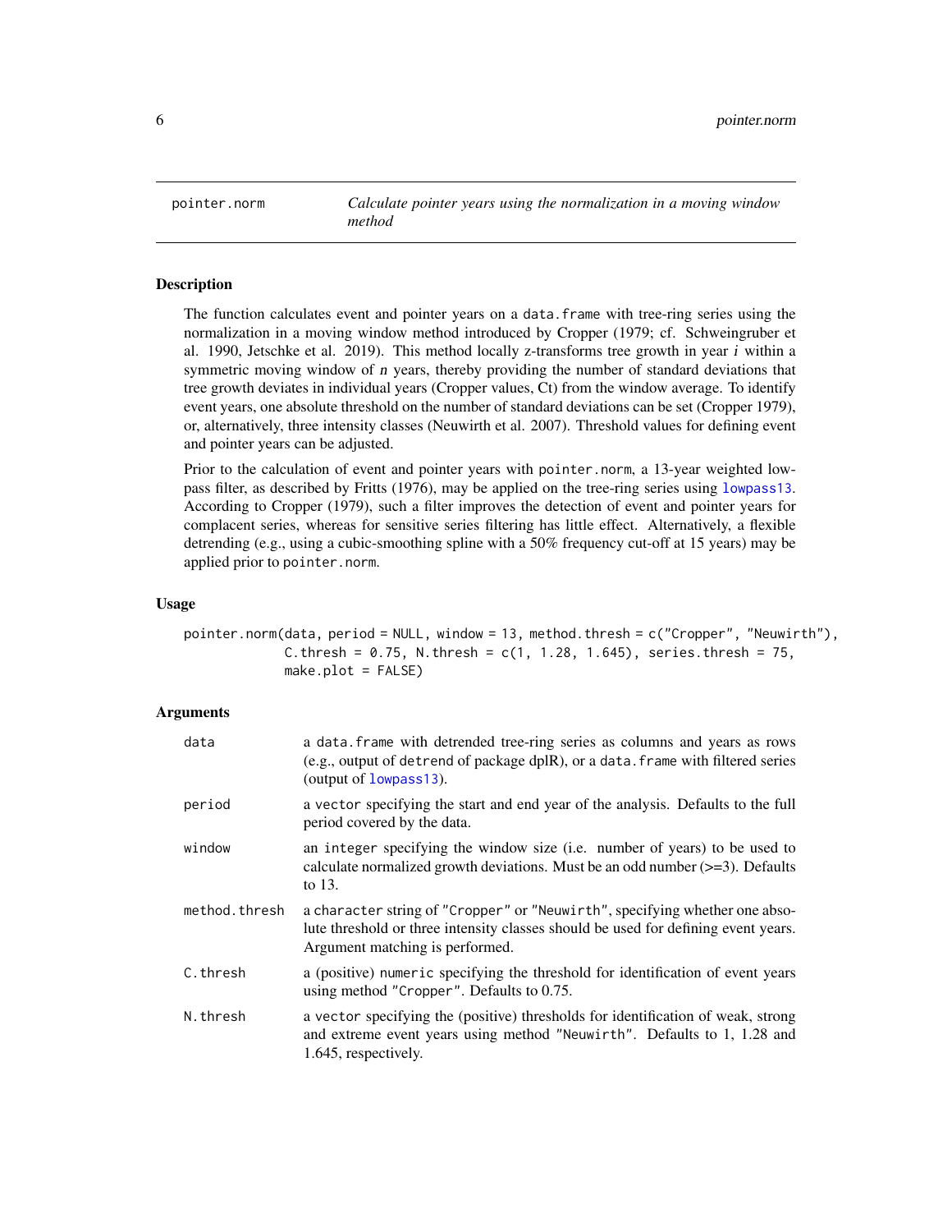## pointer.norm — *Calculate pointer years using the normalization in a moving window method*

### Description

The function calculates event and pointer years on a `data.frame` with tree-ring series using the normalization in a moving window method introduced by Cropper (1979; cf. Schweingruber et al. 1990, Jetschke et al. 2019). This method locally z-transforms tree growth in year $i$ within a symmetric moving window of $n$ years, thereby providing the number of standard deviations that tree growth deviates in individual years (Cropper values, Ct) from the window average. To identify event years, one absolute threshold on the number of standard deviations can be set (Cropper 1979), or, alternatively, three intensity classes (Neuwirth et al. 2007). Threshold values for defining event and pointer years can be adjusted.

Prior to the calculation of event and pointer years with `pointer.norm`, a 13-year weighted low-pass filter, as described by Fritts (1976), may be applied on the tree-ring series using `lowpass13`. According to Cropper (1979), such a filter improves the detection of event and pointer years for complacent series, whereas for sensitive series filtering has little effect. Alternatively, a flexible detrending (e.g., using a cubic-smoothing spline with a 50% frequency cut-off at 15 years) may be applied prior to `pointer.norm`.

### Usage

```
pointer.norm(data, period = NULL, window = 13, method.thresh = c("Cropper", "Neuwirth"),
             C.thresh = 0.75, N.thresh = c(1, 1.28, 1.645), series.thresh = 75,
             make.plot = FALSE)
```

### Arguments

| | |
|---|---|
| `data` | a `data.frame` with detrended tree-ring series as columns and years as rows (e.g., output of `detrend` of package dplR), or a `data.frame` with filtered series (output of `lowpass13`). |
| `period` | a `vector` specifying the start and end year of the analysis. Defaults to the full period covered by the data. |
| `window` | an `integer` specifying the window size (i.e. number of years) to be used to calculate normalized growth deviations. Must be an odd number (>=3). Defaults to 13. |
| `method.thresh` | a `character` string of `"Cropper"` or `"Neuwirth"`, specifying whether one absolute threshold or three intensity classes should be used for defining event years. Argument matching is performed. |
| `C.thresh` | a (positive) `numeric` specifying the threshold for identification of event years using method `"Cropper"`. Defaults to 0.75. |
| `N.thresh` | a `vector` specifying the (positive) thresholds for identification of weak, strong and extreme event years using method `"Neuwirth"`. Defaults to 1, 1.28 and 1.645, respectively. |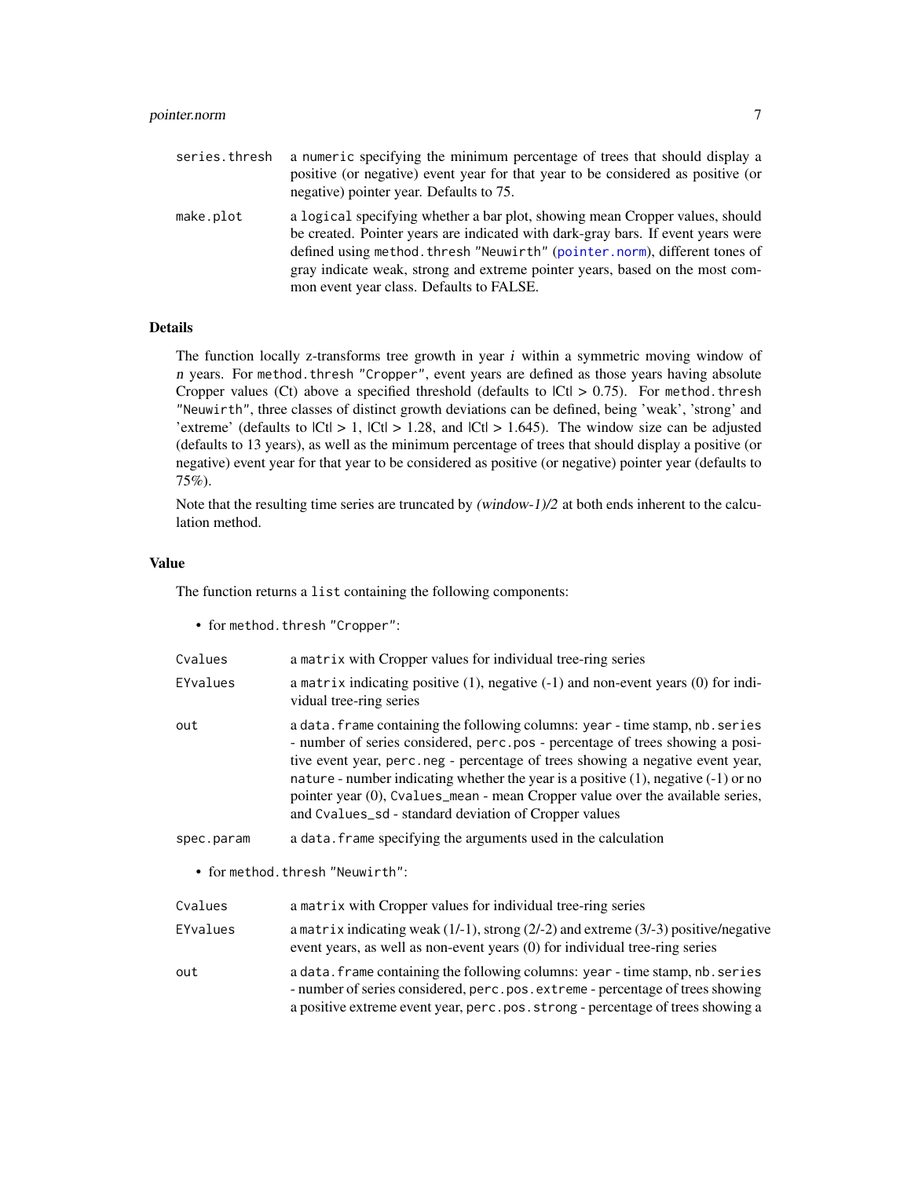series.thresh
: a numeric specifying the minimum percentage of trees that should display a positive (or negative) event year for that year to be considered as positive (or negative) pointer year. Defaults to 75.

make.plot
: a logical specifying whether a bar plot, showing mean Cropper values, should be created. Pointer years are indicated with dark-gray bars. If event years were defined using method.thresh "Neuwirth" (pointer.norm), different tones of gray indicate weak, strong and extreme pointer years, based on the most common event year class. Defaults to FALSE.

### Details

The function locally z-transforms tree growth in year $i$ within a symmetric moving window of $n$ years. For method.thresh "Cropper", event years are defined as those years having absolute Cropper values (Ct) above a specified threshold (defaults to $|Ct| > 0.75$). For method.thresh "Neuwirth", three classes of distinct growth deviations can be defined, being 'weak', 'strong' and 'extreme' (defaults to $|Ct| > 1$, $|Ct| > 1.28$, and $|Ct| > 1.645$). The window size can be adjusted (defaults to 13 years), as well as the minimum percentage of trees that should display a positive (or negative) event year for that year to be considered as positive (or negative) pointer year (defaults to 75%).

Note that the resulting time series are truncated by *(window-1)/2* at both ends inherent to the calculation method.

### Value

The function returns a list containing the following components:

- for method.thresh "Cropper":

Cvalues
: a matrix with Cropper values for individual tree-ring series

EYvalues
: a matrix indicating positive (1), negative (-1) and non-event years (0) for individual tree-ring series

out
: a data.frame containing the following columns: year - time stamp, nb.series - number of series considered, perc.pos - percentage of trees showing a positive event year, perc.neg - percentage of trees showing a negative event year, nature - number indicating whether the year is a positive (1), negative (-1) or no pointer year (0), Cvalues_mean - mean Cropper value over the available series, and Cvalues_sd - standard deviation of Cropper values

spec.param
: a data.frame specifying the arguments used in the calculation

- for method.thresh "Neuwirth":

Cvalues
: a matrix with Cropper values for individual tree-ring series

EYvalues
: a matrix indicating weak (1/-1), strong (2/-2) and extreme (3/-3) positive/negative event years, as well as non-event years (0) for individual tree-ring series

out
: a data.frame containing the following columns: year - time stamp, nb.series - number of series considered, perc.pos.extreme - percentage of trees showing a positive extreme event year, perc.pos.strong - percentage of trees showing a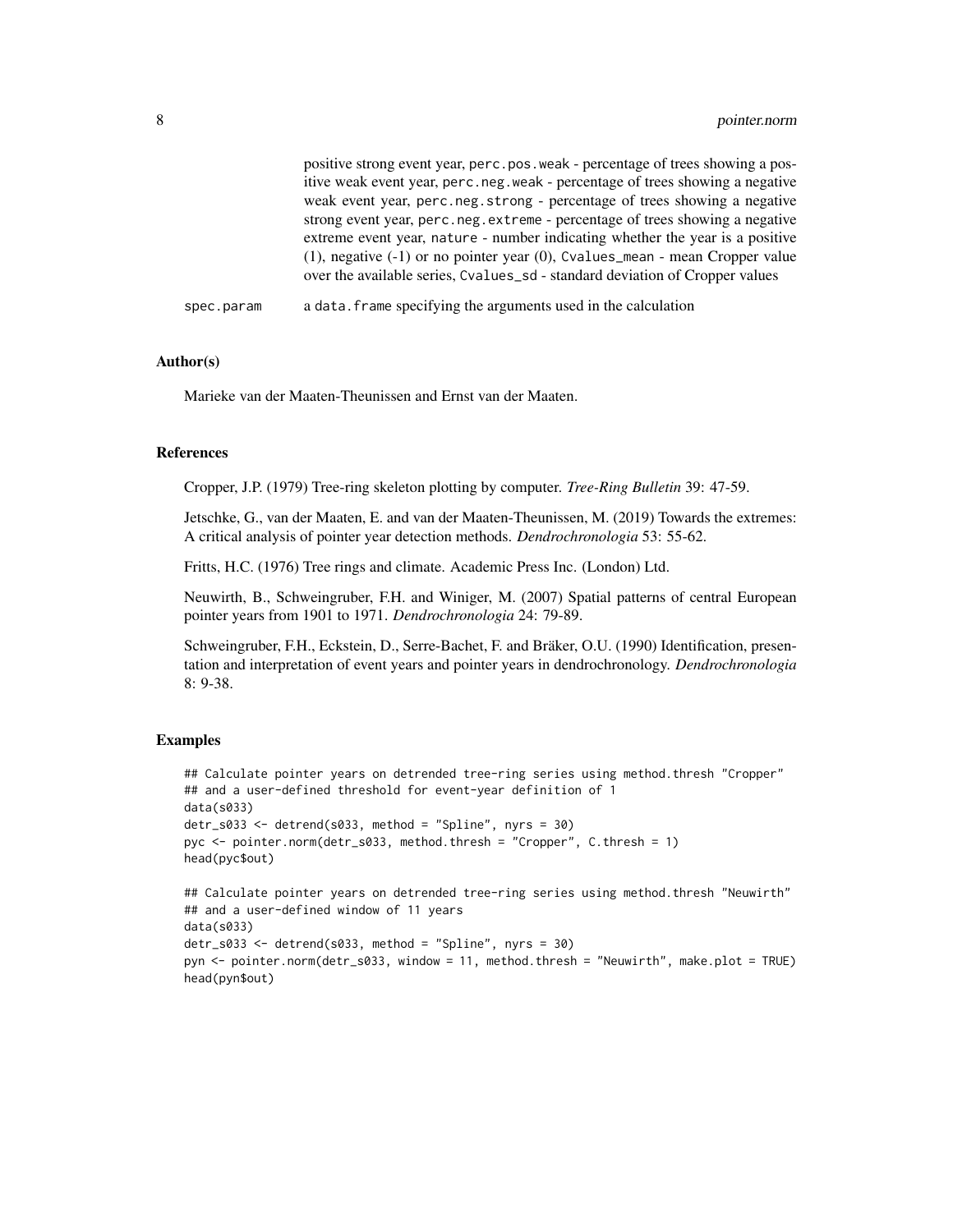positive strong event year, `perc.pos.weak` - percentage of trees showing a positive weak event year, `perc.neg.weak` - percentage of trees showing a negative weak event year, `perc.neg.strong` - percentage of trees showing a negative strong event year, `perc.neg.extreme` - percentage of trees showing a negative extreme event year, `nature` - number indicating whether the year is a positive (1), negative (-1) or no pointer year (0), `Cvalues_mean` - mean Cropper value over the available series, `Cvalues_sd` - standard deviation of Cropper values

`spec.param` a `data.frame` specifying the arguments used in the calculation

## Author(s)

Marieke van der Maaten-Theunissen and Ernst van der Maaten.

## References

Cropper, J.P. (1979) Tree-ring skeleton plotting by computer. *Tree-Ring Bulletin* 39: 47-59.

Jetschke, G., van der Maaten, E. and van der Maaten-Theunissen, M. (2019) Towards the extremes: A critical analysis of pointer year detection methods. *Dendrochronologia* 53: 55-62.

Fritts, H.C. (1976) Tree rings and climate. Academic Press Inc. (London) Ltd.

Neuwirth, B., Schweingruber, F.H. and Winiger, M. (2007) Spatial patterns of central European pointer years from 1901 to 1971. *Dendrochronologia* 24: 79-89.

Schweingruber, F.H., Eckstein, D., Serre-Bachet, F. and Bräker, O.U. (1990) Identification, presentation and interpretation of event years and pointer years in dendrochronology. *Dendrochronologia* 8: 9-38.

## Examples

```
## Calculate pointer years on detrended tree-ring series using method.thresh "Cropper"
## and a user-defined threshold for event-year definition of 1
data(s033)
detr_s033 <- detrend(s033, method = "Spline", nyrs = 30)
pyc <- pointer.norm(detr_s033, method.thresh = "Cropper", C.thresh = 1)
head(pyc$out)

## Calculate pointer years on detrended tree-ring series using method.thresh "Neuwirth"
## and a user-defined window of 11 years
data(s033)
detr_s033 <- detrend(s033, method = "Spline", nyrs = 30)
pyn <- pointer.norm(detr_s033, window = 11, method.thresh = "Neuwirth", make.plot = TRUE)
head(pyn$out)
```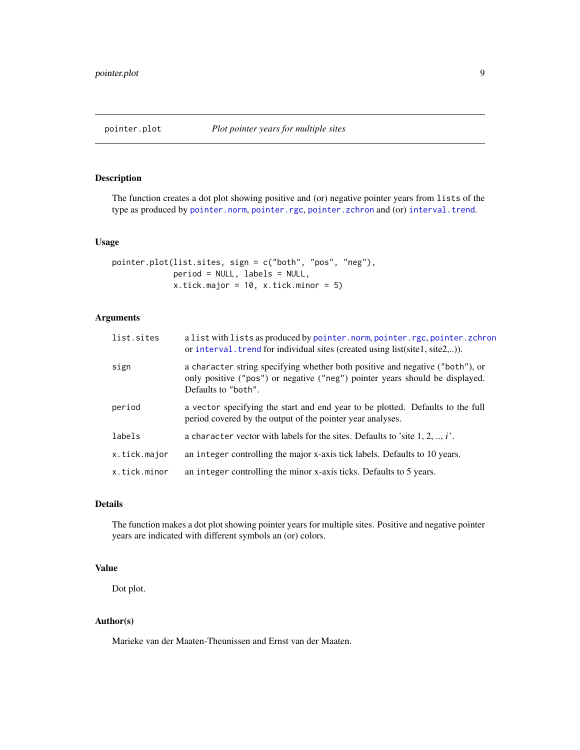## pointer.plot — *Plot pointer years for multiple sites*

### Description

The function creates a dot plot showing positive and (or) negative pointer years from `lists` of the type as produced by `pointer.norm`, `pointer.rgc`, `pointer.zchron` and (or) `interval.trend`.

### Usage

```
pointer.plot(list.sites, sign = c("both", "pos", "neg"),
             period = NULL, labels = NULL,
             x.tick.major = 10, x.tick.minor = 5)
```

### Arguments

| | |
|---|---|
| `list.sites` | a `list` with `lists` as produced by `pointer.norm`, `pointer.rgc`, `pointer.zchron` or `interval.trend` for individual sites (created using list(site1, site2,..)). |
| `sign` | a `character` string specifying whether both positive and negative (`"both"`), or only positive (`"pos"`) or negative (`"neg"`) pointer years should be displayed. Defaults to `"both"`. |
| `period` | a `vector` specifying the start and end year to be plotted. Defaults to the full period covered by the output of the pointer year analyses. |
| `labels` | a `character` vector with labels for the sites. Defaults to 'site 1, 2, .., *i*'. |
| `x.tick.major` | an `integer` controlling the major x-axis tick labels. Defaults to 10 years. |
| `x.tick.minor` | an `integer` controlling the minor x-axis ticks. Defaults to 5 years. |

### Details

The function makes a dot plot showing pointer years for multiple sites. Positive and negative pointer years are indicated with different symbols an (or) colors.

### Value

Dot plot.

### Author(s)

Marieke van der Maaten-Theunissen and Ernst van der Maaten.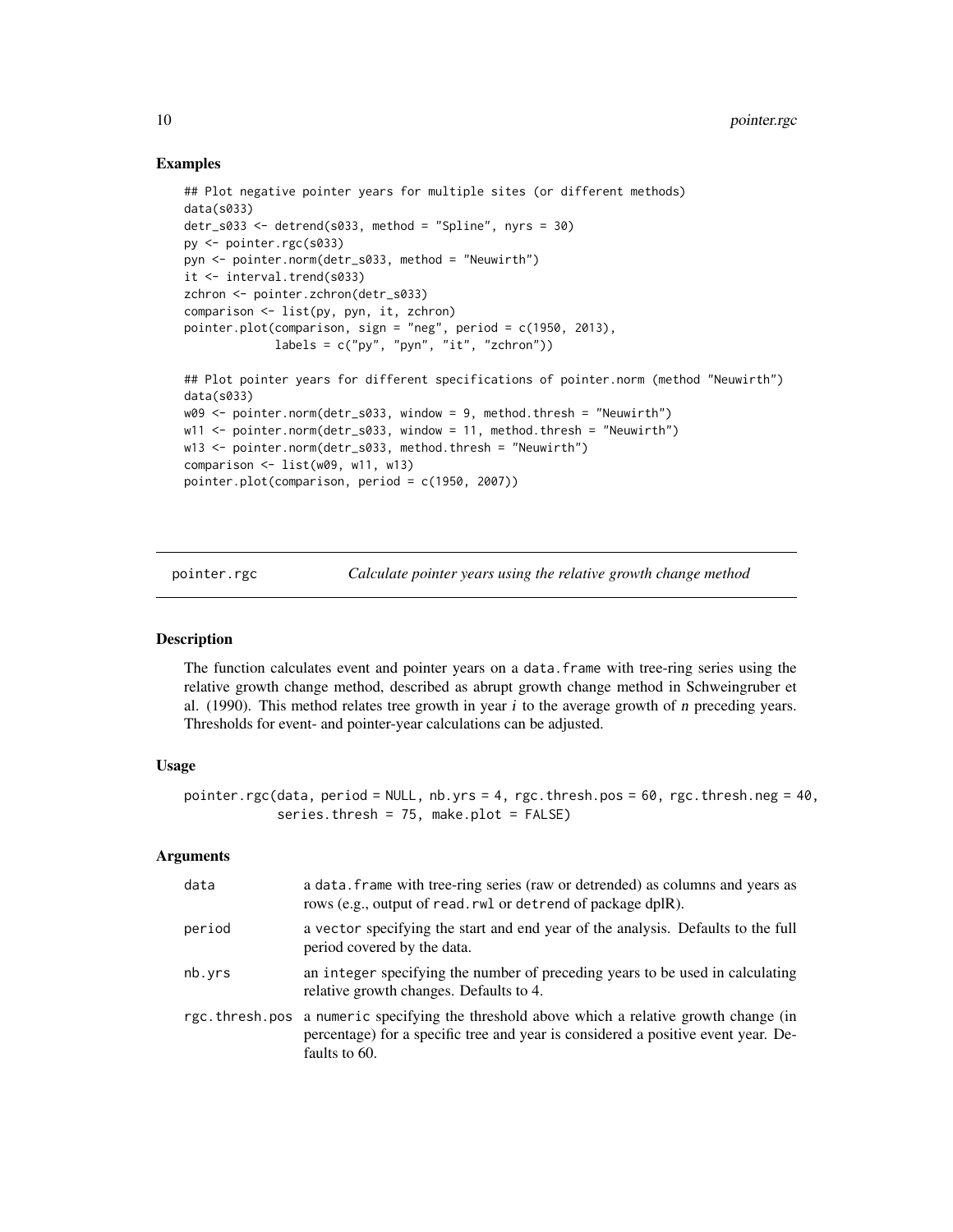## Examples

```
## Plot negative pointer years for multiple sites (or different methods)
data(s033)
detr_s033 <- detrend(s033, method = "Spline", nyrs = 30)
py <- pointer.rgc(s033)
pyn <- pointer.norm(detr_s033, method = "Neuwirth")
it <- interval.trend(s033)
zchron <- pointer.zchron(detr_s033)
comparison <- list(py, pyn, it, zchron)
pointer.plot(comparison, sign = "neg", period = c(1950, 2013),
             labels = c("py", "pyn", "it", "zchron"))

## Plot pointer years for different specifications of pointer.norm (method "Neuwirth")
data(s033)
w09 <- pointer.norm(detr_s033, window = 9, method.thresh = "Neuwirth")
w11 <- pointer.norm(detr_s033, window = 11, method.thresh = "Neuwirth")
w13 <- pointer.norm(detr_s033, method.thresh = "Neuwirth")
comparison <- list(w09, w11, w13)
pointer.plot(comparison, period = c(1950, 2007))
```

---

## pointer.rgc — *Calculate pointer years using the relative growth change method*

---

### Description

The function calculates event and pointer years on a `data.frame` with tree-ring series using the relative growth change method, described as abrupt growth change method in Schweingruber et al. (1990). This method relates tree growth in year $i$ to the average growth of $n$ preceding years. Thresholds for event- and pointer-year calculations can be adjusted.

### Usage

```
pointer.rgc(data, period = NULL, nb.yrs = 4, rgc.thresh.pos = 60, rgc.thresh.neg = 40,
            series.thresh = 75, make.plot = FALSE)
```

### Arguments

| | |
|---|---|
| `data` | a `data.frame` with tree-ring series (raw or detrended) as columns and years as rows (e.g., output of `read.rwl` or `detrend` of package dplR). |
| `period` | a `vector` specifying the start and end year of the analysis. Defaults to the full period covered by the data. |
| `nb.yrs` | an `integer` specifying the number of preceding years to be used in calculating relative growth changes. Defaults to 4. |
| `rgc.thresh.pos` | a `numeric` specifying the threshold above which a relative growth change (in percentage) for a specific tree and year is considered a positive event year. Defaults to 60. |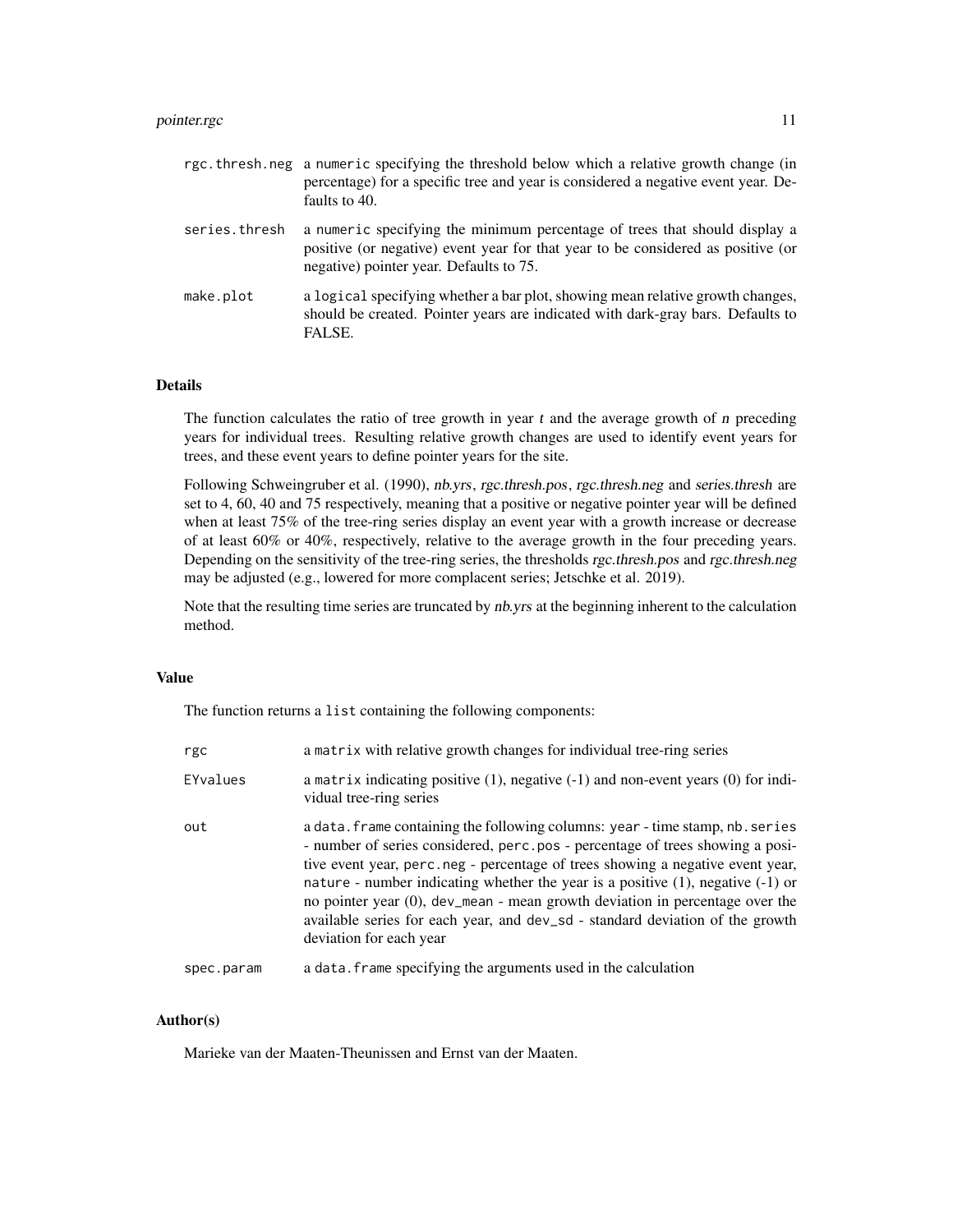| | |
|---|---|
| `rgc.thresh.neg` | a `numeric` specifying the threshold below which a relative growth change (in percentage) for a specific tree and year is considered a negative event year. Defaults to 40. |
| `series.thresh` | a `numeric` specifying the minimum percentage of trees that should display a positive (or negative) event year for that year to be considered as positive (or negative) pointer year. Defaults to 75. |
| `make.plot` | a `logical` specifying whether a bar plot, showing mean relative growth changes, should be created. Pointer years are indicated with dark-gray bars. Defaults to FALSE. |

## Details

The function calculates the ratio of tree growth in year $t$ and the average growth of $n$ preceding years for individual trees. Resulting relative growth changes are used to identify event years for trees, and these event years to define pointer years for the site.

Following Schweingruber et al. (1990), *nb.yrs*, *rgc.thresh.pos*, *rgc.thresh.neg* and *series.thresh* are set to 4, 60, 40 and 75 respectively, meaning that a positive or negative pointer year will be defined when at least 75% of the tree-ring series display an event year with a growth increase or decrease of at least 60% or 40%, respectively, relative to the average growth in the four preceding years. Depending on the sensitivity of the tree-ring series, the thresholds *rgc.thresh.pos* and *rgc.thresh.neg* may be adjusted (e.g., lowered for more complacent series; Jetschke et al. 2019).

Note that the resulting time series are truncated by *nb.yrs* at the beginning inherent to the calculation method.

## Value

The function returns a `list` containing the following components:

| | |
|---|---|
| `rgc` | a `matrix` with relative growth changes for individual tree-ring series |
| `EYvalues` | a `matrix` indicating positive (1), negative (-1) and non-event years (0) for individual tree-ring series |
| `out` | a `data.frame` containing the following columns: `year` - time stamp, `nb.series` - number of series considered, `perc.pos` - percentage of trees showing a positive event year, `perc.neg` - percentage of trees showing a negative event year, `nature` - number indicating whether the year is a positive (1), negative (-1) or no pointer year (0), `dev_mean` - mean growth deviation in percentage over the available series for each year, and `dev_sd` - standard deviation of the growth deviation for each year |
| `spec.param` | a `data.frame` specifying the arguments used in the calculation |

## Author(s)

Marieke van der Maaten-Theunissen and Ernst van der Maaten.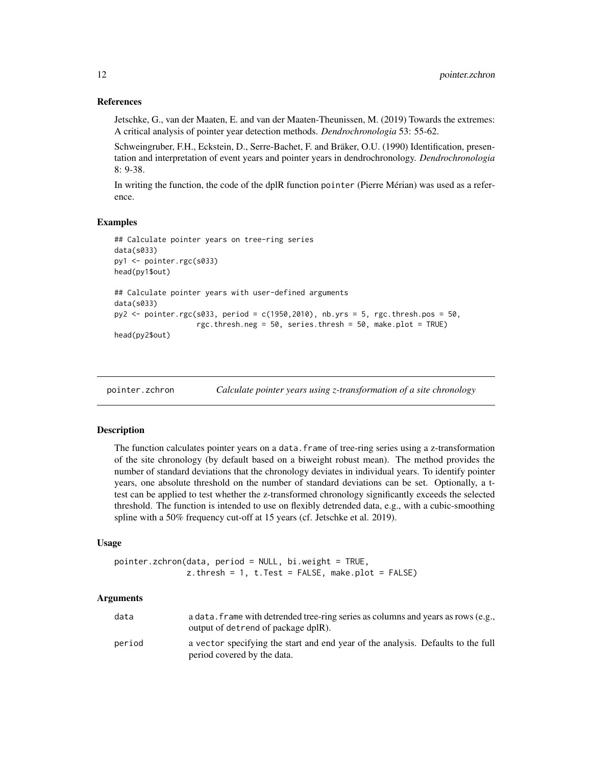## References

Jetschke, G., van der Maaten, E. and van der Maaten-Theunissen, M. (2019) Towards the extremes: A critical analysis of pointer year detection methods. *Dendrochronologia* 53: 55-62.

Schweingruber, F.H., Eckstein, D., Serre-Bachet, F. and Bräker, O.U. (1990) Identification, presentation and interpretation of event years and pointer years in dendrochronology. *Dendrochronologia* 8: 9-38.

In writing the function, the code of the dplR function pointer (Pierre Mérian) was used as a reference.

## Examples

```
## Calculate pointer years on tree-ring series
data(s033)
py1 <- pointer.rgc(s033)
head(py1$out)

## Calculate pointer years with user-defined arguments
data(s033)
py2 <- pointer.rgc(s033, period = c(1950,2010), nb.yrs = 5, rgc.thresh.pos = 50,
                   rgc.thresh.neg = 50, series.thresh = 50, make.plot = TRUE)
head(py2$out)
```

---

# pointer.zchron    *Calculate pointer years using z-transformation of a site chronology*

## Description

The function calculates pointer years on a data.frame of tree-ring series using a z-transformation of the site chronology (by default based on a biweight robust mean). The method provides the number of standard deviations that the chronology deviates in individual years. To identify pointer years, one absolute threshold on the number of standard deviations can be set. Optionally, a t-test can be applied to test whether the z-transformed chronology significantly exceeds the selected threshold. The function is intended to use on flexibly detrended data, e.g., with a cubic-smoothing spline with a 50% frequency cut-off at 15 years (cf. Jetschke et al. 2019).

## Usage

```
pointer.zchron(data, period = NULL, bi.weight = TRUE,
               z.thresh = 1, t.Test = FALSE, make.plot = FALSE)
```

## Arguments

| | |
|---|---|
| data | a data.frame with detrended tree-ring series as columns and years as rows (e.g., output of detrend of package dplR). |
| period | a vector specifying the start and end year of the analysis. Defaults to the full period covered by the data. |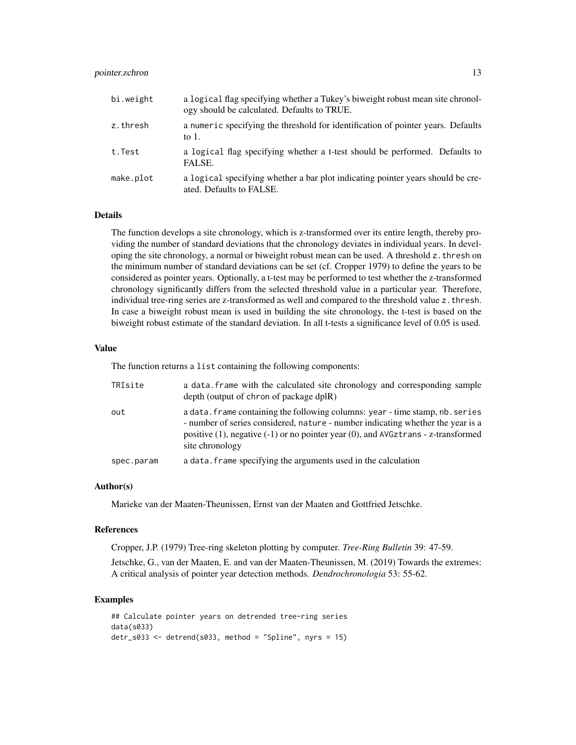| | |
|---|---|
| bi.weight | a logical flag specifying whether a Tukey's biweight robust mean site chronology should be calculated. Defaults to TRUE. |
| z.thresh | a numeric specifying the threshold for identification of pointer years. Defaults to 1. |
| t.Test | a logical flag specifying whether a t-test should be performed. Defaults to FALSE. |
| make.plot | a logical specifying whether a bar plot indicating pointer years should be created. Defaults to FALSE. |

## Details

The function develops a site chronology, which is z-transformed over its entire length, thereby providing the number of standard deviations that the chronology deviates in individual years. In developing the site chronology, a normal or biweight robust mean can be used. A threshold `z.thresh` on the minimum number of standard deviations can be set (cf. Cropper 1979) to define the years to be considered as pointer years. Optionally, a t-test may be performed to test whether the z-transformed chronology significantly differs from the selected threshold value in a particular year. Therefore, individual tree-ring series are z-transformed as well and compared to the threshold value `z.thresh`. In case a biweight robust mean is used in building the site chronology, the t-test is based on the biweight robust estimate of the standard deviation. In all t-tests a significance level of 0.05 is used.

## Value

The function returns a `list` containing the following components:

| | |
|---|---|
| TRIsite | a `data.frame` with the calculated site chronology and corresponding sample depth (output of `chron` of package dplR) |
| out | a `data.frame` containing the following columns: `year` - time stamp, `nb.series` - number of series considered, `nature` - number indicating whether the year is a positive (1), negative (-1) or no pointer year (0), and `AVGztrans` - z-transformed site chronology |
| spec.param | a `data.frame` specifying the arguments used in the calculation |

## Author(s)

Marieke van der Maaten-Theunissen, Ernst van der Maaten and Gottfried Jetschke.

## References

Cropper, J.P. (1979) Tree-ring skeleton plotting by computer. *Tree-Ring Bulletin* 39: 47-59.

Jetschke, G., van der Maaten, E. and van der Maaten-Theunissen, M. (2019) Towards the extremes: A critical analysis of pointer year detection methods. *Dendrochronologia* 53: 55-62.

## Examples

```
## Calculate pointer years on detrended tree-ring series
data(s033)
detr_s033 <- detrend(s033, method = "Spline", nyrs = 15)
```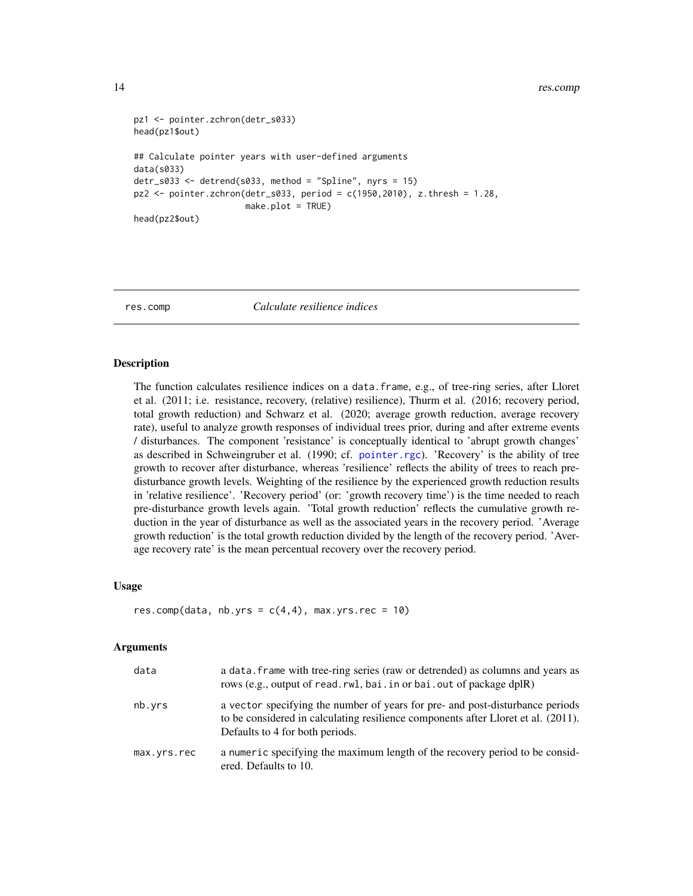```
pz1 <- pointer.zchron(detr_s033)
head(pz1$out)

## Calculate pointer years with user-defined arguments
data(s033)
detr_s033 <- detrend(s033, method = "Spline", nyrs = 15)
pz2 <- pointer.zchron(detr_s033, period = c(1950,2010), z.thresh = 1.28,
                      make.plot = TRUE)
head(pz2$out)
```

---

## res.comp — *Calculate resilience indices*

### Description

The function calculates resilience indices on a `data.frame`, e.g., of tree-ring series, after Lloret et al. (2011; i.e. resistance, recovery, (relative) resilience), Thurm et al. (2016; recovery period, total growth reduction) and Schwarz et al. (2020; average growth reduction, average recovery rate), useful to analyze growth responses of individual trees prior, during and after extreme events / disturbances. The component 'resistance' is conceptually identical to 'abrupt growth changes' as described in Schweingruber et al. (1990; cf. `pointer.rgc`). 'Recovery' is the ability of tree growth to recover after disturbance, whereas 'resilience' reflects the ability of trees to reach pre-disturbance growth levels. Weighting of the resilience by the experienced growth reduction results in 'relative resilience'. 'Recovery period' (or: 'growth recovery time') is the time needed to reach pre-disturbance growth levels again. 'Total growth reduction' reflects the cumulative growth reduction in the year of disturbance as well as the associated years in the recovery period. 'Average growth reduction' is the total growth reduction divided by the length of the recovery period. 'Average recovery rate' is the mean percentual recovery over the recovery period.

### Usage

```
res.comp(data, nb.yrs = c(4,4), max.yrs.rec = 10)
```

### Arguments

| | |
|---|---|
| `data` | a `data.frame` with tree-ring series (raw or detrended) as columns and years as rows (e.g., output of `read.rwl`, `bai.in` or `bai.out` of package dplR) |
| `nb.yrs` | a `vector` specifying the number of years for pre- and post-disturbance periods to be considered in calculating resilience components after Lloret et al. (2011). Defaults to 4 for both periods. |
| `max.yrs.rec` | a `numeric` specifying the maximum length of the recovery period to be considered. Defaults to 10. |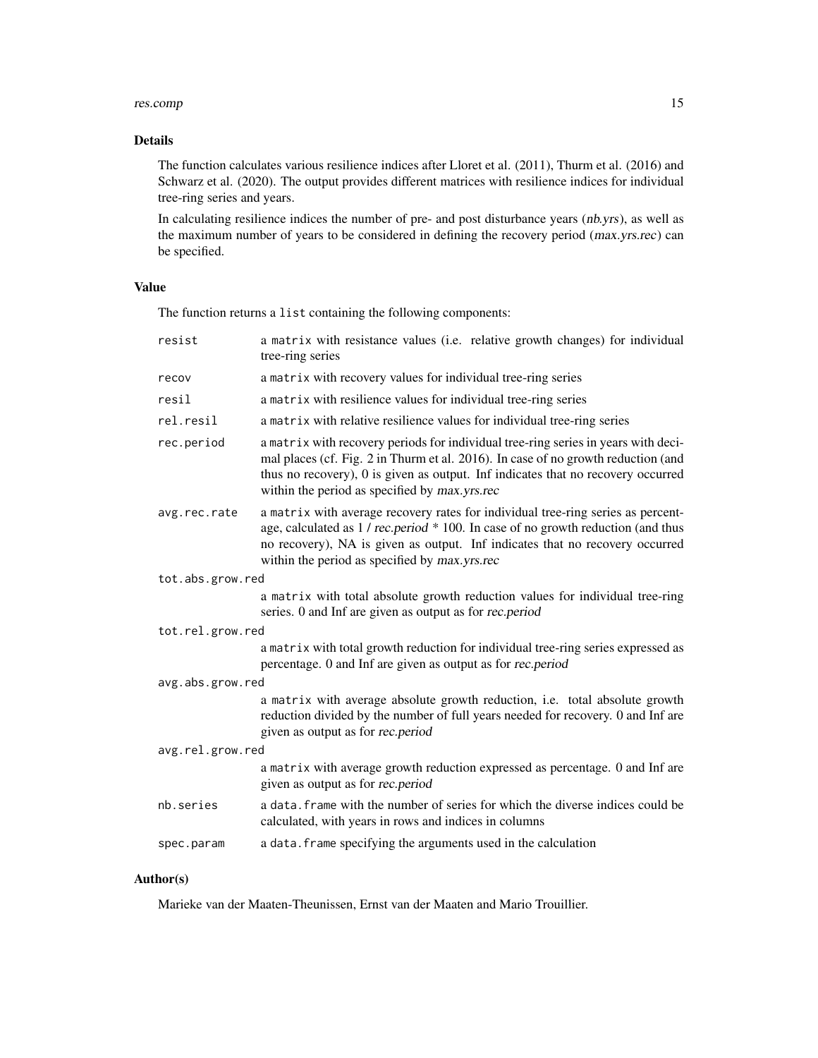## Details

The function calculates various resilience indices after Lloret et al. (2011), Thurm et al. (2016) and Schwarz et al. (2020). The output provides different matrices with resilience indices for individual tree-ring series and years.

In calculating resilience indices the number of pre- and post disturbance years (*nb.yrs*), as well as the maximum number of years to be considered in defining the recovery period (*max.yrs.rec*) can be specified.

## Value

The function returns a `list` containing the following components:

- `resist` — a `matrix` with resistance values (i.e. relative growth changes) for individual tree-ring series
- `recov` — a `matrix` with recovery values for individual tree-ring series
- `resil` — a `matrix` with resilience values for individual tree-ring series
- `rel.resil` — a `matrix` with relative resilience values for individual tree-ring series
- `rec.period` — a `matrix` with recovery periods for individual tree-ring series in years with decimal places (cf. Fig. 2 in Thurm et al. 2016). In case of no growth reduction (and thus no recovery), 0 is given as output. Inf indicates that no recovery occurred within the period as specified by *max.yrs.rec*
- `avg.rec.rate` — a `matrix` with average recovery rates for individual tree-ring series as percentage, calculated as 1 / *rec.period* * 100. In case of no growth reduction (and thus no recovery), NA is given as output. Inf indicates that no recovery occurred within the period as specified by *max.yrs.rec*
- `tot.abs.grow.red` — a `matrix` with total absolute growth reduction values for individual tree-ring series. 0 and Inf are given as output as for *rec.period*
- `tot.rel.grow.red` — a `matrix` with total growth reduction for individual tree-ring series expressed as percentage. 0 and Inf are given as output as for *rec.period*
- `avg.abs.grow.red` — a `matrix` with average absolute growth reduction, i.e. total absolute growth reduction divided by the number of full years needed for recovery. 0 and Inf are given as output as for *rec.period*
- `avg.rel.grow.red` — a `matrix` with average growth reduction expressed as percentage. 0 and Inf are given as output as for *rec.period*
- `nb.series` — a `data.frame` with the number of series for which the diverse indices could be calculated, with years in rows and indices in columns
- `spec.param` — a `data.frame` specifying the arguments used in the calculation

## Author(s)

Marieke van der Maaten-Theunissen, Ernst van der Maaten and Mario Trouillier.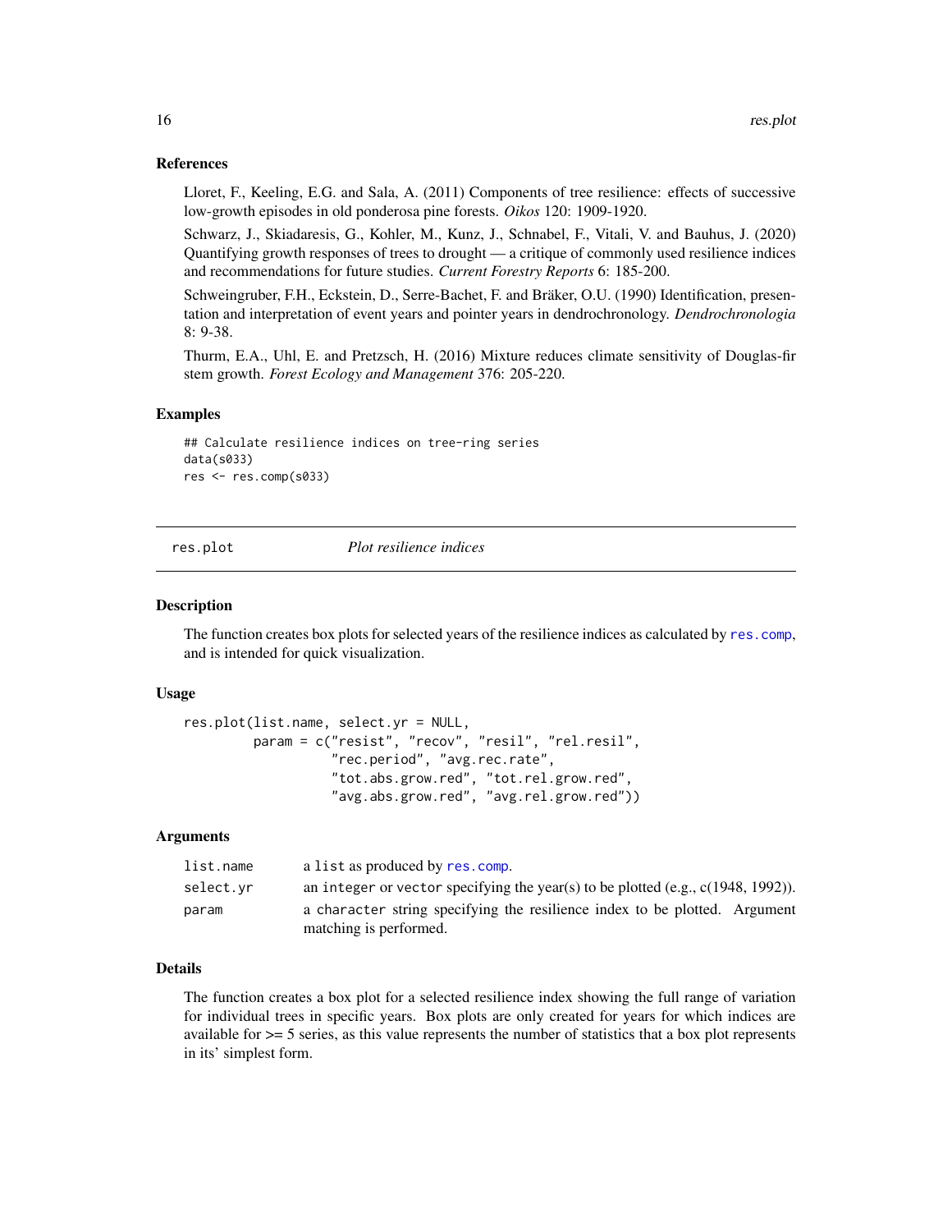### References

Lloret, F., Keeling, E.G. and Sala, A. (2011) Components of tree resilience: effects of successive low-growth episodes in old ponderosa pine forests. *Oikos* 120: 1909-1920.

Schwarz, J., Skiadaresis, G., Kohler, M., Kunz, J., Schnabel, F., Vitali, V. and Bauhus, J. (2020) Quantifying growth responses of trees to drought — a critique of commonly used resilience indices and recommendations for future studies. *Current Forestry Reports* 6: 185-200.

Schweingruber, F.H., Eckstein, D., Serre-Bachet, F. and Bräker, O.U. (1990) Identification, presentation and interpretation of event years and pointer years in dendrochronology. *Dendrochronologia* 8: 9-38.

Thurm, E.A., Uhl, E. and Pretzsch, H. (2016) Mixture reduces climate sensitivity of Douglas-fir stem growth. *Forest Ecology and Management* 376: 205-220.

### Examples

```
## Calculate resilience indices on tree-ring series
data(s033)
res <- res.comp(s033)
```

---

## res.plot *Plot resilience indices*

### Description

The function creates box plots for selected years of the resilience indices as calculated by `res.comp`, and is intended for quick visualization.

### Usage

```
res.plot(list.name, select.yr = NULL,
         param = c("resist", "recov", "resil", "rel.resil",
                   "rec.period", "avg.rec.rate",
                   "tot.abs.grow.red", "tot.rel.grow.red",
                   "avg.abs.grow.red", "avg.rel.grow.red"))
```

### Arguments

| | |
|---|---|
| `list.name` | a `list` as produced by `res.comp`. |
| `select.yr` | an `integer` or `vector` specifying the year(s) to be plotted (e.g., c(1948, 1992)). |
| `param` | a `character` string specifying the resilience index to be plotted. Argument matching is performed. |

### Details

The function creates a box plot for a selected resilience index showing the full range of variation for individual trees in specific years. Box plots are only created for years for which indices are available for >= 5 series, as this value represents the number of statistics that a box plot represents in its' simplest form.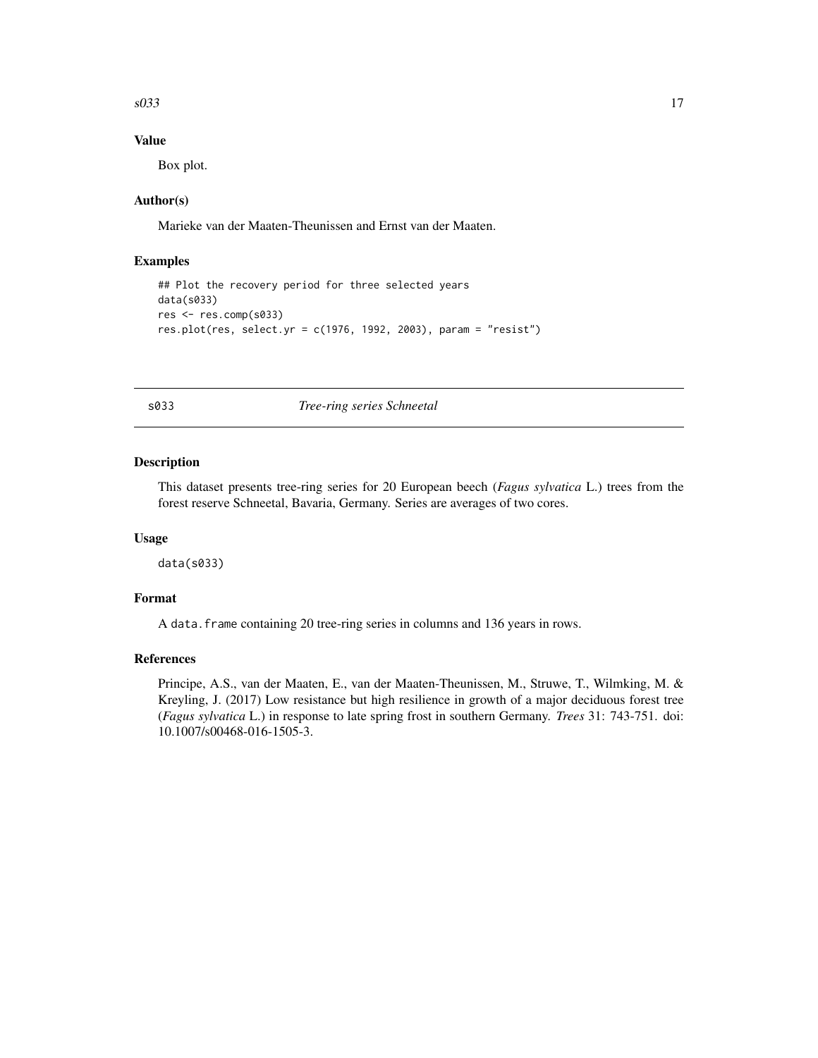## Value

Box plot.

## Author(s)

Marieke van der Maaten-Theunissen and Ernst van der Maaten.

## Examples

```
## Plot the recovery period for three selected years
data(s033)
res <- res.comp(s033)
res.plot(res, select.yr = c(1976, 1992, 2003), param = "resist")
```

---

# s033 *Tree-ring series Schneetal*

## Description

This dataset presents tree-ring series for 20 European beech (*Fagus sylvatica* L.) trees from the forest reserve Schneetal, Bavaria, Germany. Series are averages of two cores.

## Usage

```
data(s033)
```

## Format

A `data.frame` containing 20 tree-ring series in columns and 136 years in rows.

## References

Principe, A.S., van der Maaten, E., van der Maaten-Theunissen, M., Struwe, T., Wilmking, M. & Kreyling, J. (2017) Low resistance but high resilience in growth of a major deciduous forest tree (*Fagus sylvatica* L.) in response to late spring frost in southern Germany. *Trees* 31: 743-751. doi: 10.1007/s00468-016-1505-3.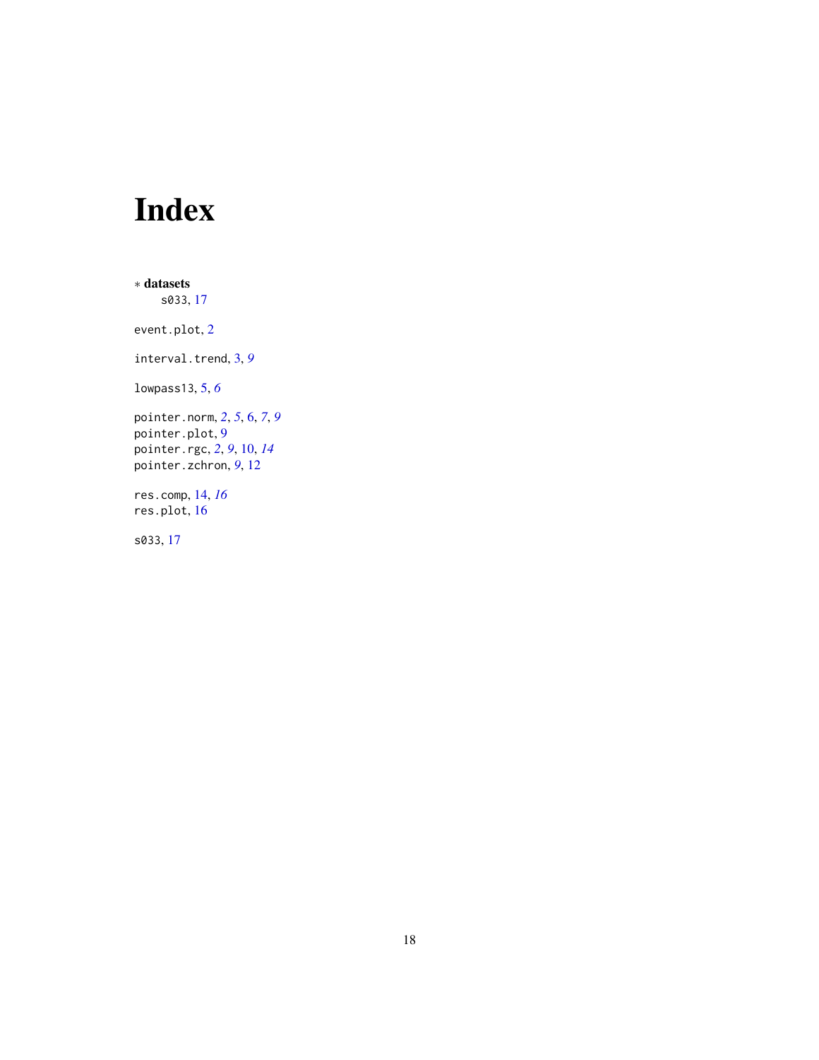# Index

∗ **datasets**
  s033, 17

event.plot, 2

interval.trend, 3, *9*

lowpass13, 5, *6*

pointer.norm, *2*, *5*, 6, *7*, *9*
pointer.plot, 9
pointer.rgc, *2*, *9*, 10, *14*
pointer.zchron, *9*, 12

res.comp, 14, *16*
res.plot, 16

s033, 17